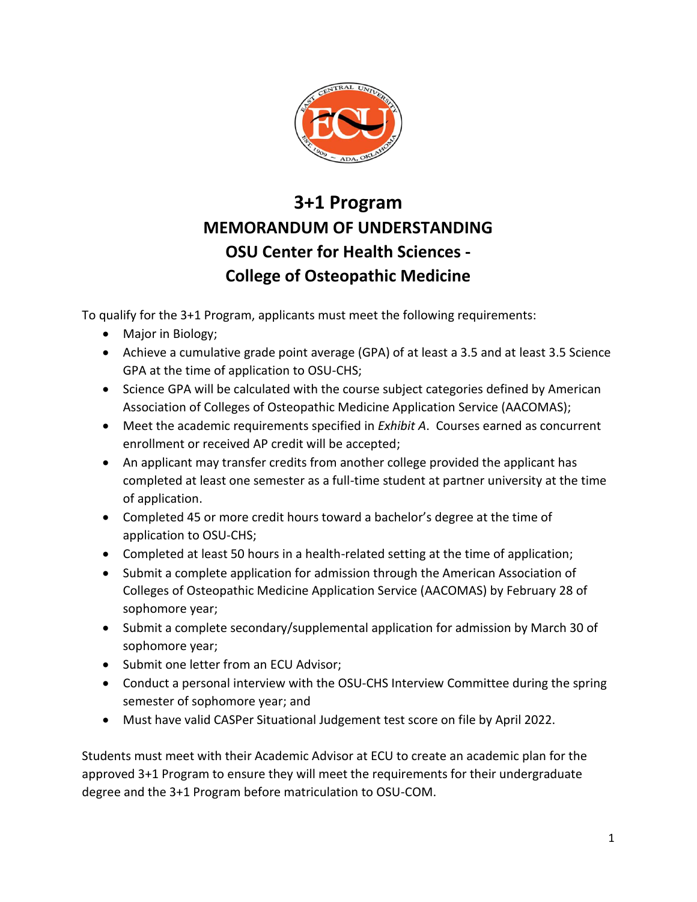# 3+1 Program
# MEMORANDUM OF UNDERSTANDING
# OSU Center for Health Sciences - College of Osteopathic Medicine

To qualify for the 3+1 Program, applicants must meet the following requirements:

- Major in Biology;
- Achieve a cumulative grade point average (GPA) of at least a 3.5 and at least 3.5 Science GPA at the time of application to OSU-CHS;
- Science GPA will be calculated with the course subject categories defined by American Association of Colleges of Osteopathic Medicine Application Service (AACOMAS);
- Meet the academic requirements specified in *Exhibit A*. Courses earned as concurrent enrollment or received AP credit will be accepted;
- An applicant may transfer credits from another college provided the applicant has completed at least one semester as a full-time student at partner university at the time of application.
- Completed 45 or more credit hours toward a bachelor's degree at the time of application to OSU-CHS;
- Completed at least 50 hours in a health-related setting at the time of application;
- Submit a complete application for admission through the American Association of Colleges of Osteopathic Medicine Application Service (AACOMAS) by February 28 of sophomore year;
- Submit a complete secondary/supplemental application for admission by March 30 of sophomore year;
- Submit one letter from an ECU Advisor;
- Conduct a personal interview with the OSU-CHS Interview Committee during the spring semester of sophomore year; and
- Must have valid CASPer Situational Judgement test score on file by April 2022.

Students must meet with their Academic Advisor at ECU to create an academic plan for the approved 3+1 Program to ensure they will meet the requirements for their undergraduate degree and the 3+1 Program before matriculation to OSU-COM.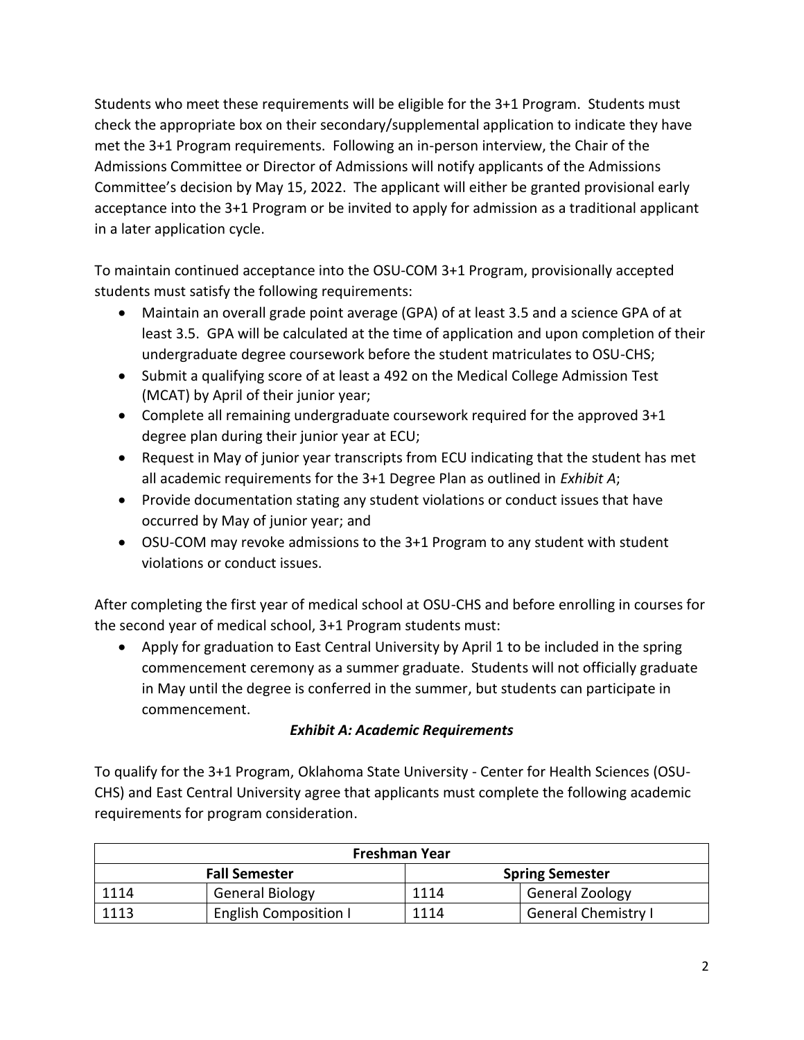Students who meet these requirements will be eligible for the 3+1 Program. Students must check the appropriate box on their secondary/supplemental application to indicate they have met the 3+1 Program requirements. Following an in-person interview, the Chair of the Admissions Committee or Director of Admissions will notify applicants of the Admissions Committee's decision by May 15, 2022. The applicant will either be granted provisional early acceptance into the 3+1 Program or be invited to apply for admission as a traditional applicant in a later application cycle.

To maintain continued acceptance into the OSU-COM 3+1 Program, provisionally accepted students must satisfy the following requirements:

- Maintain an overall grade point average (GPA) of at least 3.5 and a science GPA of at least 3.5. GPA will be calculated at the time of application and upon completion of their undergraduate degree coursework before the student matriculates to OSU-CHS;
- Submit a qualifying score of at least a 492 on the Medical College Admission Test (MCAT) by April of their junior year;
- Complete all remaining undergraduate coursework required for the approved 3+1 degree plan during their junior year at ECU;
- Request in May of junior year transcripts from ECU indicating that the student has met all academic requirements for the 3+1 Degree Plan as outlined in *Exhibit A*;
- Provide documentation stating any student violations or conduct issues that have occurred by May of junior year; and
- OSU-COM may revoke admissions to the 3+1 Program to any student with student violations or conduct issues.

After completing the first year of medical school at OSU-CHS and before enrolling in courses for the second year of medical school, 3+1 Program students must:

- Apply for graduation to East Central University by April 1 to be included in the spring commencement ceremony as a summer graduate. Students will not officially graduate in May until the degree is conferred in the summer, but students can participate in commencement.

### *Exhibit A: Academic Requirements*

To qualify for the 3+1 Program, Oklahoma State University - Center for Health Sciences (OSU-CHS) and East Central University agree that applicants must complete the following academic requirements for program consideration.

| **Freshman Year** | | | |
|---|---|---|---|
| **Fall Semester** | | **Spring Semester** | |
| 1114 | General Biology | 1114 | General Zoology |
| 1113 | English Composition I | 1114 | General Chemistry I |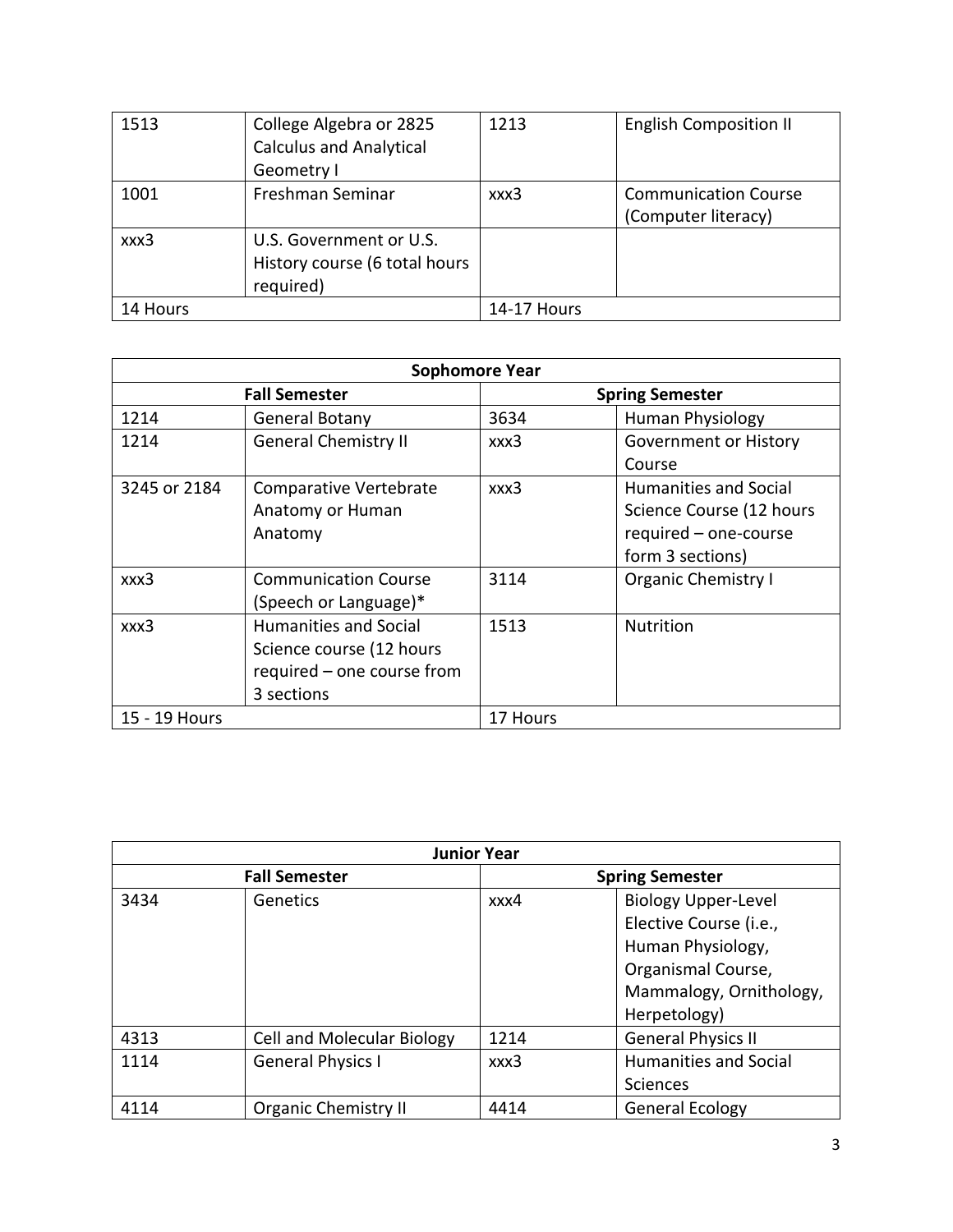| | | | |
|---|---|---|---|
| 1513 | College Algebra or 2825 Calculus and Analytical Geometry I | 1213 | English Composition II |
| 1001 | Freshman Seminar | xxx3 | Communication Course (Computer literacy) |
| xxx3 | U.S. Government or U.S. History course (6 total hours required) | | |
| 14 Hours | | 14-17 Hours | |

| **Sophomore Year** | | | |
|---|---|---|---|
| **Fall Semester** | | **Spring Semester** | |
| 1214 | General Botany | 3634 | Human Physiology |
| 1214 | General Chemistry II | xxx3 | Government or History Course |
| 3245 or 2184 | Comparative Vertebrate Anatomy or Human Anatomy | xxx3 | Humanities and Social Science Course (12 hours required – one-course form 3 sections) |
| xxx3 | Communication Course (Speech or Language)* | 3114 | Organic Chemistry I |
| xxx3 | Humanities and Social Science course (12 hours required – one course from 3 sections | 1513 | Nutrition |
| 15 - 19 Hours | | 17 Hours | |

| **Junior Year** | | | |
|---|---|---|---|
| **Fall Semester** | | **Spring Semester** | |
| 3434 | Genetics | xxx4 | Biology Upper-Level Elective Course (i.e., Human Physiology, Organismal Course, Mammalogy, Ornithology, Herpetology) |
| 4313 | Cell and Molecular Biology | 1214 | General Physics II |
| 1114 | General Physics I | xxx3 | Humanities and Social Sciences |
| 4114 | Organic Chemistry II | 4414 | General Ecology |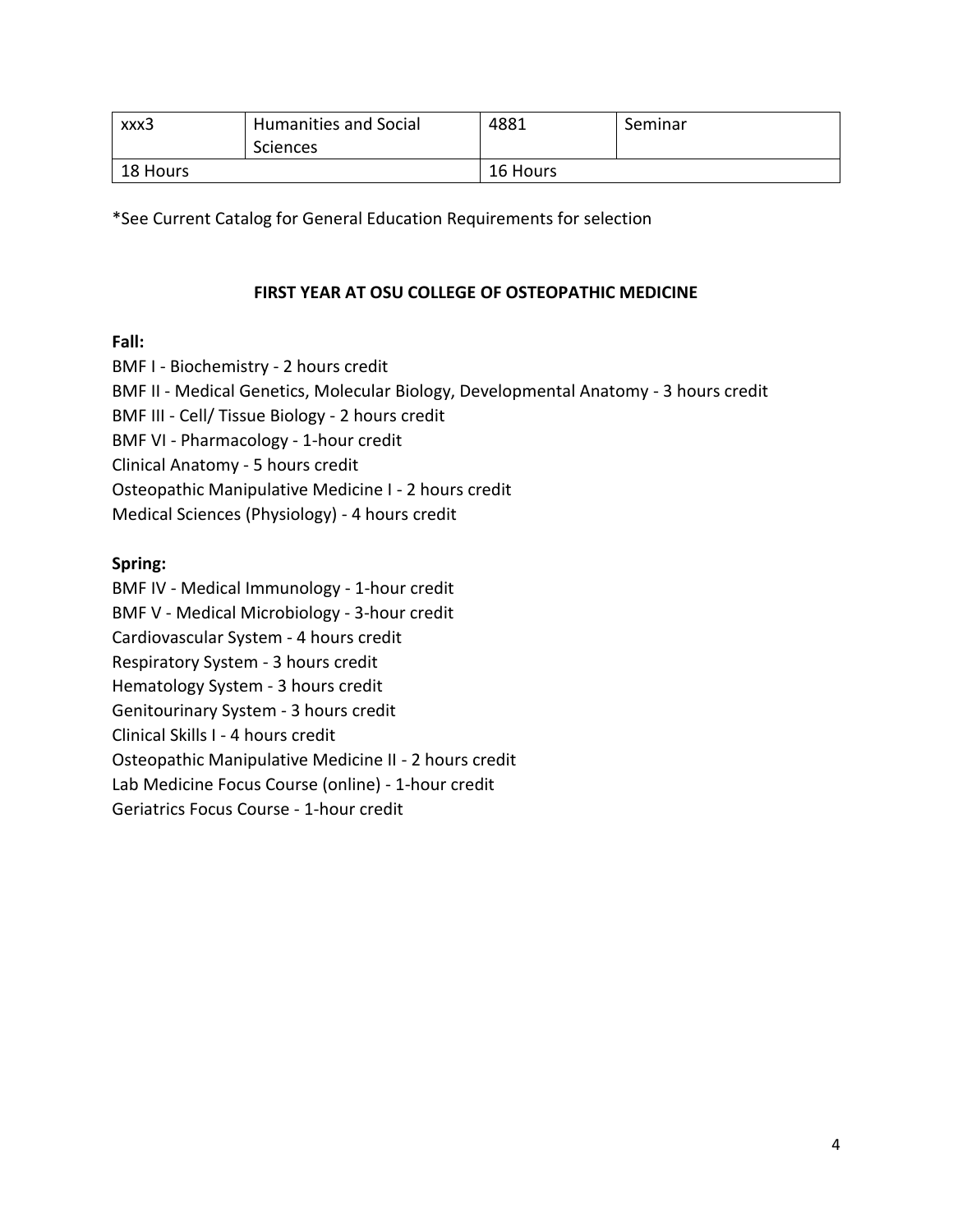| | | | |
|---|---|---|---|
| xxx3 | Humanities and Social Sciences | 4881 | Seminar |
| 18 Hours | | 16 Hours | |

*See Current Catalog for General Education Requirements for selection

## FIRST YEAR AT OSU COLLEGE OF OSTEOPATHIC MEDICINE

**Fall:**

BMF I - Biochemistry - 2 hours credit
BMF II - Medical Genetics, Molecular Biology, Developmental Anatomy - 3 hours credit
BMF III - Cell/ Tissue Biology - 2 hours credit
BMF VI - Pharmacology - 1-hour credit
Clinical Anatomy - 5 hours credit
Osteopathic Manipulative Medicine I - 2 hours credit
Medical Sciences (Physiology) - 4 hours credit

**Spring:**

BMF IV - Medical Immunology - 1-hour credit
BMF V - Medical Microbiology - 3-hour credit
Cardiovascular System - 4 hours credit
Respiratory System - 3 hours credit
Hematology System - 3 hours credit
Genitourinary System - 3 hours credit
Clinical Skills I - 4 hours credit
Osteopathic Manipulative Medicine II - 2 hours credit
Lab Medicine Focus Course (online) - 1-hour credit
Geriatrics Focus Course - 1-hour credit